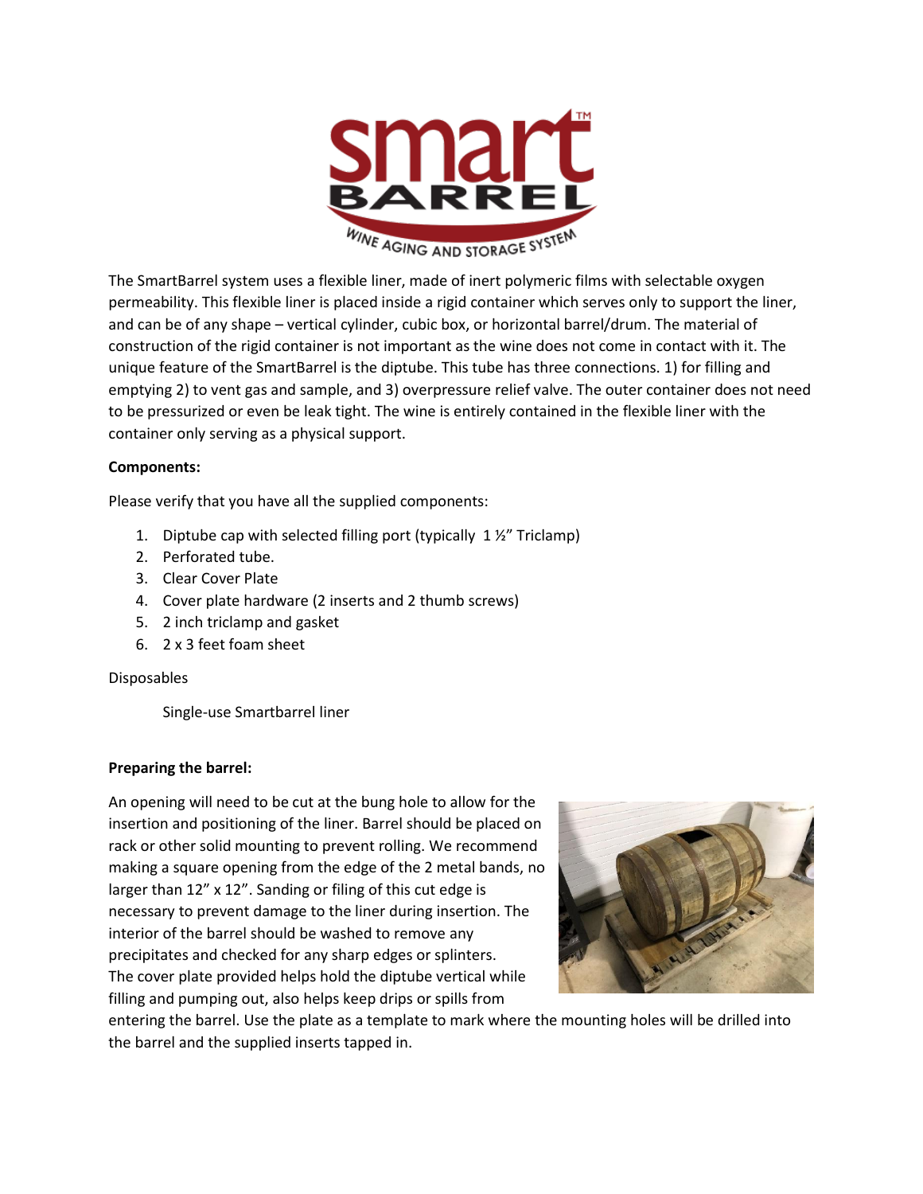The SmartBarrel system uses a flexible liner, made of inert polymeric films with selectable oxygen permeability. This flexible liner is placed inside a rigid container which serves only to support the liner, and can be of any shape – vertical cylinder, cubic box, or horizontal barrel/drum. The material of construction of the rigid container is not important as the wine does not come in contact with it. The unique feature of the SmartBarrel is the diptube. This tube has three connections. 1) for filling and emptying 2) to vent gas and sample, and 3) overpressure relief valve. The outer container does not need to be pressurized or even be leak tight. The wine is entirely contained in the flexible liner with the container only serving as a physical support.

**Components:**

Please verify that you have all the supplied components:

1. Diptube cap with selected filling port (typically 1 ½" Triclamp)
2. Perforated tube.
3. Clear Cover Plate
4. Cover plate hardware (2 inserts and 2 thumb screws)
5. 2 inch triclamp and gasket
6. 2 x 3 feet foam sheet

Disposables

Single-use Smartbarrel liner

**Preparing the barrel:**

An opening will need to be cut at the bung hole to allow for the insertion and positioning of the liner. Barrel should be placed on rack or other solid mounting to prevent rolling. We recommend making a square opening from the edge of the 2 metal bands, no larger than 12" x 12". Sanding or filing of this cut edge is necessary to prevent damage to the liner during insertion. The interior of the barrel should be washed to remove any precipitates and checked for any sharp edges or splinters. The cover plate provided helps hold the diptube vertical while filling and pumping out, also helps keep drips or spills from entering the barrel. Use the plate as a template to mark where the mounting holes will be drilled into the barrel and the supplied inserts tapped in.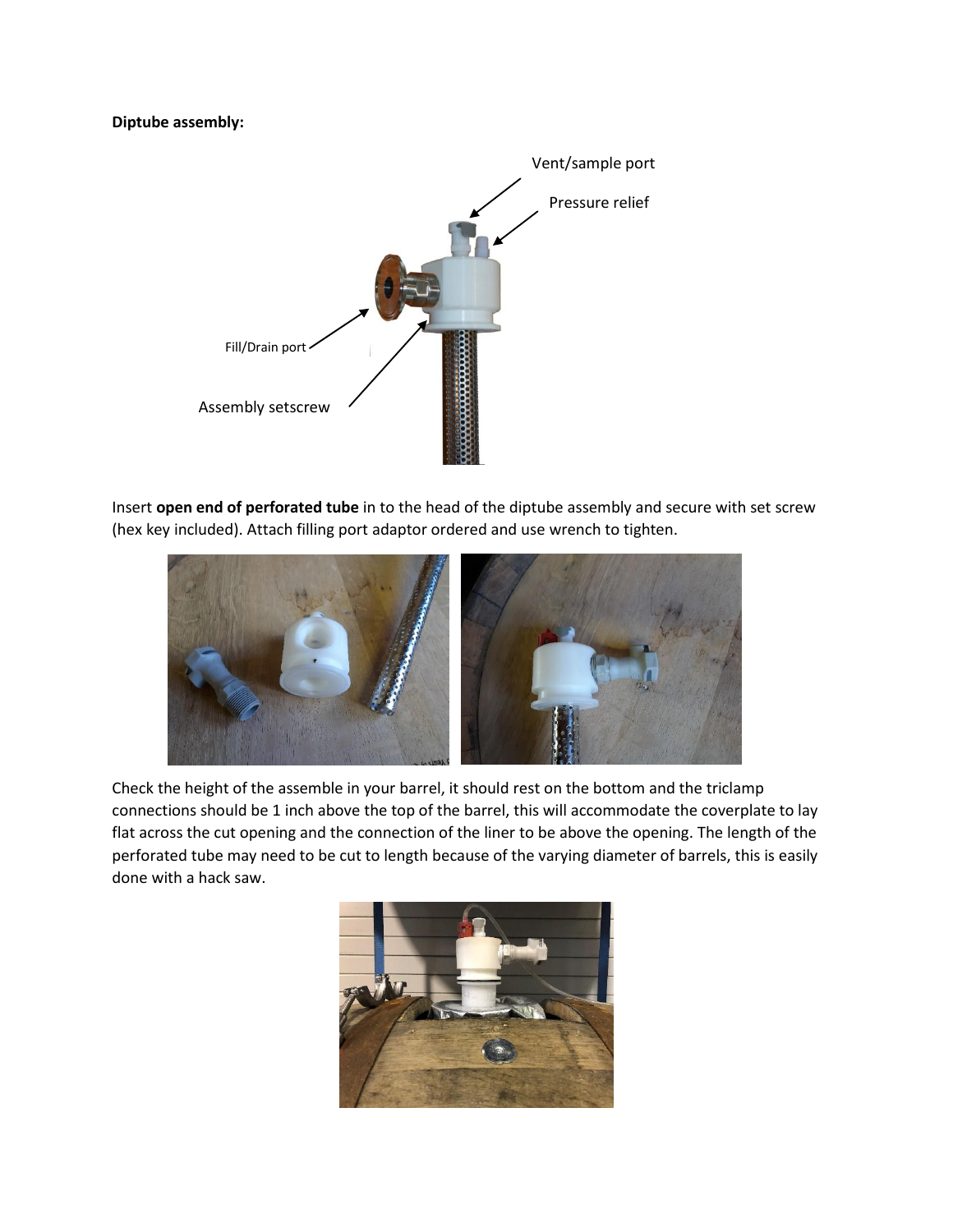**Diptube assembly:**

Insert **open end of perforated tube** in to the head of the diptube assembly and secure with set screw (hex key included). Attach filling port adaptor ordered and use wrench to tighten.

Check the height of the assemble in your barrel, it should rest on the bottom and the triclamp connections should be 1 inch above the top of the barrel, this will accommodate the coverplate to lay flat across the cut opening and the connection of the liner to be above the opening. The length of the perforated tube may need to be cut to length because of the varying diameter of barrels, this is easily done with a hack saw.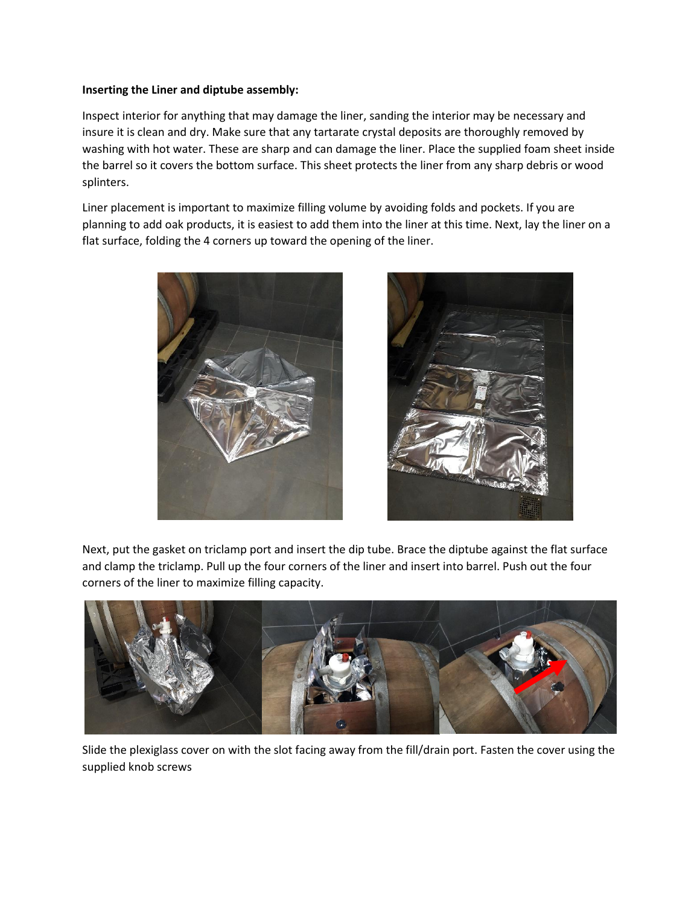**Inserting the Liner and diptube assembly:**

Inspect interior for anything that may damage the liner, sanding the interior may be necessary and insure it is clean and dry. Make sure that any tartarate crystal deposits are thoroughly removed by washing with hot water. These are sharp and can damage the liner. Place the supplied foam sheet inside the barrel so it covers the bottom surface. This sheet protects the liner from any sharp debris or wood splinters.

Liner placement is important to maximize filling volume by avoiding folds and pockets. If you are planning to add oak products, it is easiest to add them into the liner at this time. Next, lay the liner on a flat surface, folding the 4 corners up toward the opening of the liner.

Next, put the gasket on triclamp port and insert the dip tube. Brace the diptube against the flat surface and clamp the triclamp. Pull up the four corners of the liner and insert into barrel. Push out the four corners of the liner to maximize filling capacity.

Slide the plexiglass cover on with the slot facing away from the fill/drain port. Fasten the cover using the supplied knob screws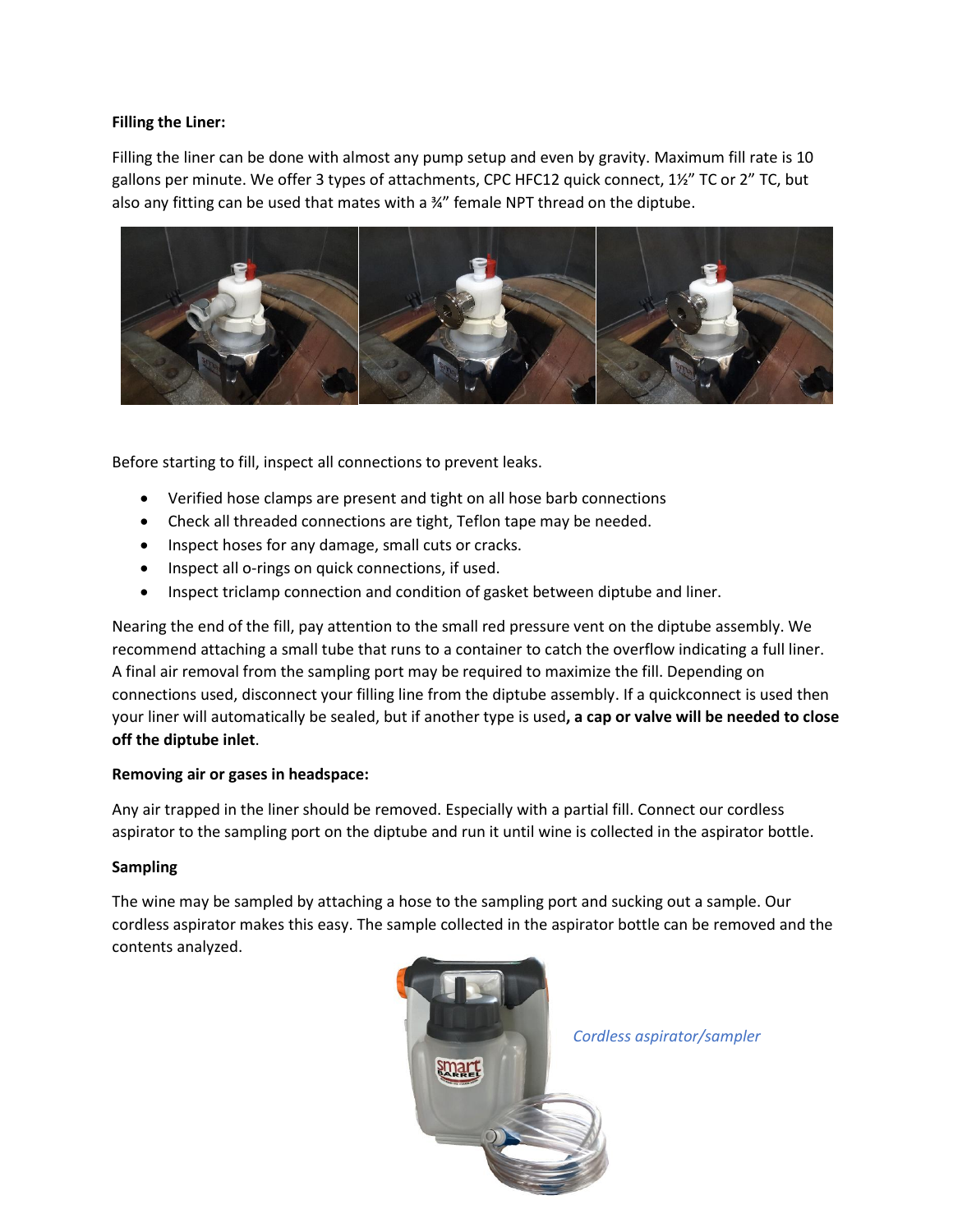**Filling the Liner:**

Filling the liner can be done with almost any pump setup and even by gravity. Maximum fill rate is 10 gallons per minute. We offer 3 types of attachments, CPC HFC12 quick connect, 1½" TC or 2" TC, but also any fitting can be used that mates with a ¾" female NPT thread on the diptube.

Before starting to fill, inspect all connections to prevent leaks.

- Verified hose clamps are present and tight on all hose barb connections
- Check all threaded connections are tight, Teflon tape may be needed.
- Inspect hoses for any damage, small cuts or cracks.
- Inspect all o-rings on quick connections, if used.
- Inspect triclamp connection and condition of gasket between diptube and liner.

Nearing the end of the fill, pay attention to the small red pressure vent on the diptube assembly. We recommend attaching a small tube that runs to a container to catch the overflow indicating a full liner. A final air removal from the sampling port may be required to maximize the fill. Depending on connections used, disconnect your filling line from the diptube assembly. If a quickconnect is used then your liner will automatically be sealed, but if another type is used**, a cap or valve will be needed to close off the diptube inlet**.

**Removing air or gases in headspace:**

Any air trapped in the liner should be removed. Especially with a partial fill. Connect our cordless aspirator to the sampling port on the diptube and run it until wine is collected in the aspirator bottle.

**Sampling**

The wine may be sampled by attaching a hose to the sampling port and sucking out a sample. Our cordless aspirator makes this easy. The sample collected in the aspirator bottle can be removed and the contents analyzed.

*Cordless aspirator/sampler*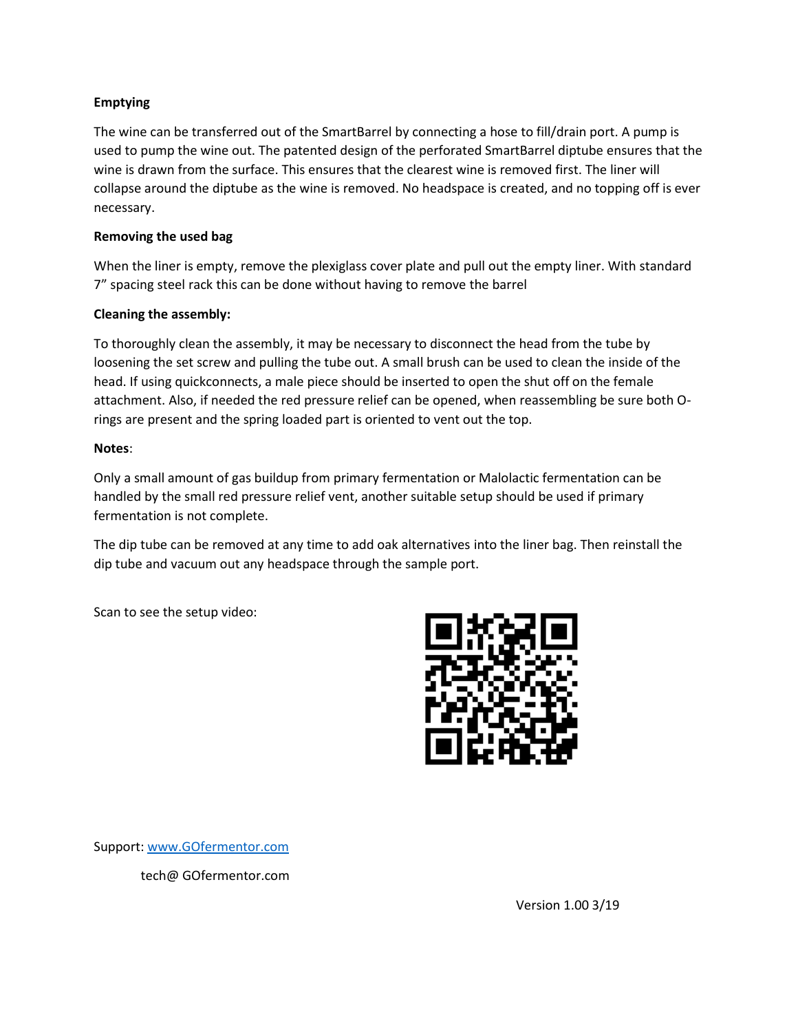**Emptying**

The wine can be transferred out of the SmartBarrel by connecting a hose to fill/drain port. A pump is used to pump the wine out. The patented design of the perforated SmartBarrel diptube ensures that the wine is drawn from the surface. This ensures that the clearest wine is removed first. The liner will collapse around the diptube as the wine is removed. No headspace is created, and no topping off is ever necessary.

**Removing the used bag**

When the liner is empty, remove the plexiglass cover plate and pull out the empty liner. With standard 7" spacing steel rack this can be done without having to remove the barrel

**Cleaning the assembly:**

To thoroughly clean the assembly, it may be necessary to disconnect the head from the tube by loosening the set screw and pulling the tube out. A small brush can be used to clean the inside of the head. If using quickconnects, a male piece should be inserted to open the shut off on the female attachment. Also, if needed the red pressure relief can be opened, when reassembling be sure both O-rings are present and the spring loaded part is oriented to vent out the top.

**Notes**:

Only a small amount of gas buildup from primary fermentation or Malolactic fermentation can be handled by the small red pressure relief vent, another suitable setup should be used if primary fermentation is not complete.

The dip tube can be removed at any time to add oak alternatives into the liner bag. Then reinstall the dip tube and vacuum out any headspace through the sample port.

Scan to see the setup video:

Support: [www.GOfermentor.com](http://www.GOfermentor.com)

tech@ GOfermentor.com

Version 1.00 3/19